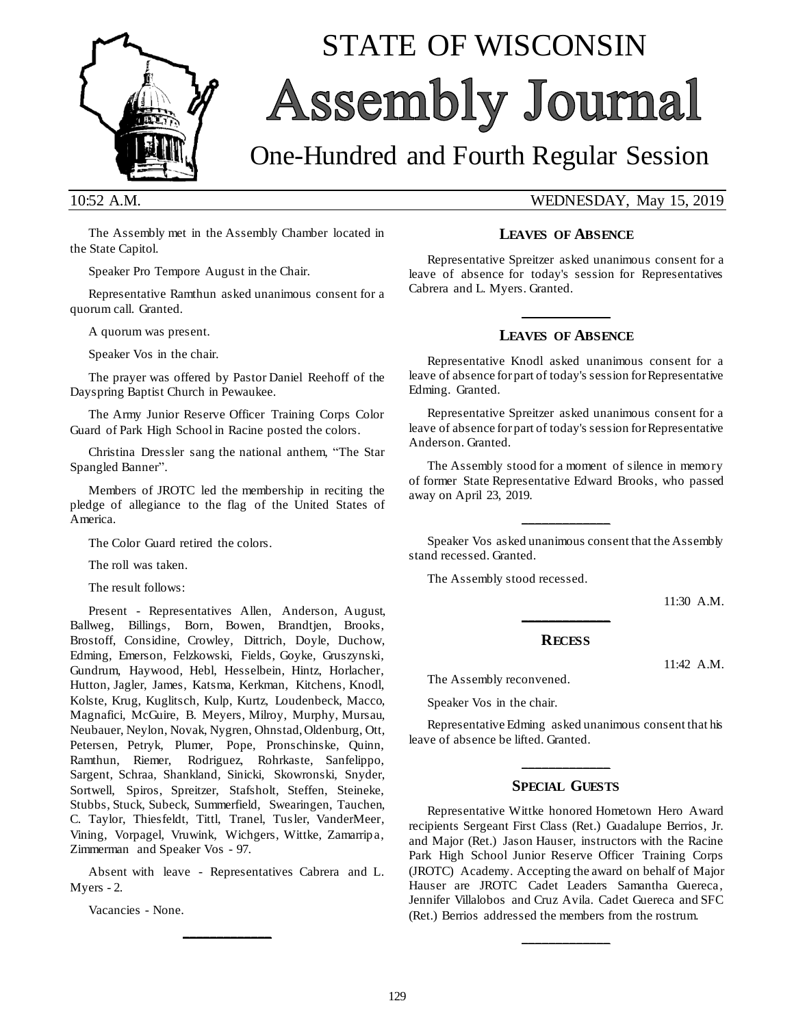# STATE OF WISCONSIN
# Assembly Journal
## One-Hundred and Fourth Regular Session

10:52 A.M. WEDNESDAY, May 15, 2019

The Assembly met in the Assembly Chamber located in the State Capitol.

Speaker Pro Tempore August in the Chair.

Representative Ramthun asked unanimous consent for a quorum call. Granted.

A quorum was present.

Speaker Vos in the chair.

The prayer was offered by Pastor Daniel Reehoff of the Dayspring Baptist Church in Pewaukee.

The Army Junior Reserve Officer Training Corps Color Guard of Park High School in Racine posted the colors.

Christina Dressler sang the national anthem, "The Star Spangled Banner".

Members of JROTC led the membership in reciting the pledge of allegiance to the flag of the United States of America.

The Color Guard retired the colors.

The roll was taken.

The result follows:

Present - Representatives Allen, Anderson, August, Ballweg, Billings, Born, Bowen, Brandtjen, Brooks, Brostoff, Considine, Crowley, Dittrich, Doyle, Duchow, Edming, Emerson, Felzkowski, Fields, Goyke, Gruszynski, Gundrum, Haywood, Hebl, Hesselbein, Hintz, Horlacher, Hutton, Jagler, James, Katsma, Kerkman, Kitchens, Knodl, Kolste, Krug, Kuglitsch, Kulp, Kurtz, Loudenbeck, Macco, Magnafici, McGuire, B. Meyers, Milroy, Murphy, Mursau, Neubauer, Neylon, Novak, Nygren, Ohnstad, Oldenburg, Ott, Petersen, Petryk, Plumer, Pope, Pronschinske, Quinn, Ramthun, Riemer, Rodriguez, Rohrkaste, Sanfelippo, Sargent, Schraa, Shankland, Sinicki, Skowronski, Snyder, Sortwell, Spiros, Spreitzer, Stafsholt, Steffen, Steineke, Stubbs, Stuck, Subeck, Summerfield, Swearingen, Tauchen, C. Taylor, Thiesfeldt, Tittl, Tranel, Tusler, VanderMeer, Vining, Vorpagel, Vruwink, Wichgers, Wittke, Zamarripa, Zimmerman and Speaker Vos - 97.

Absent with leave - Representatives Cabrera and L. Myers - 2.

Vacancies - None.

---

### LEAVES OF ABSENCE

Representative Spreitzer asked unanimous consent for a leave of absence for today's session for Representatives Cabrera and L. Myers. Granted.

---

### LEAVES OF ABSENCE

Representative Knodl asked unanimous consent for a leave of absence for part of today's session for Representative Edming. Granted.

Representative Spreitzer asked unanimous consent for a leave of absence for part of today's session for Representative Anderson. Granted.

The Assembly stood for a moment of silence in memory of former State Representative Edward Brooks, who passed away on April 23, 2019.

---

Speaker Vos asked unanimous consent that the Assembly stand recessed. Granted.

The Assembly stood recessed.

11:30 A.M.

---

### RECESS

11:42 A.M.

The Assembly reconvened.

Speaker Vos in the chair.

Representative Edming asked unanimous consent that his leave of absence be lifted. Granted.

---

### SPECIAL GUESTS

Representative Wittke honored Hometown Hero Award recipients Sergeant First Class (Ret.) Guadalupe Berrios, Jr. and Major (Ret.) Jason Hauser, instructors with the Racine Park High School Junior Reserve Officer Training Corps (JROTC) Academy. Accepting the award on behalf of Major Hauser are JROTC Cadet Leaders Samantha Guereca, Jennifer Villalobos and Cruz Avila. Cadet Guereca and SFC (Ret.) Berrios addressed the members from the rostrum.

---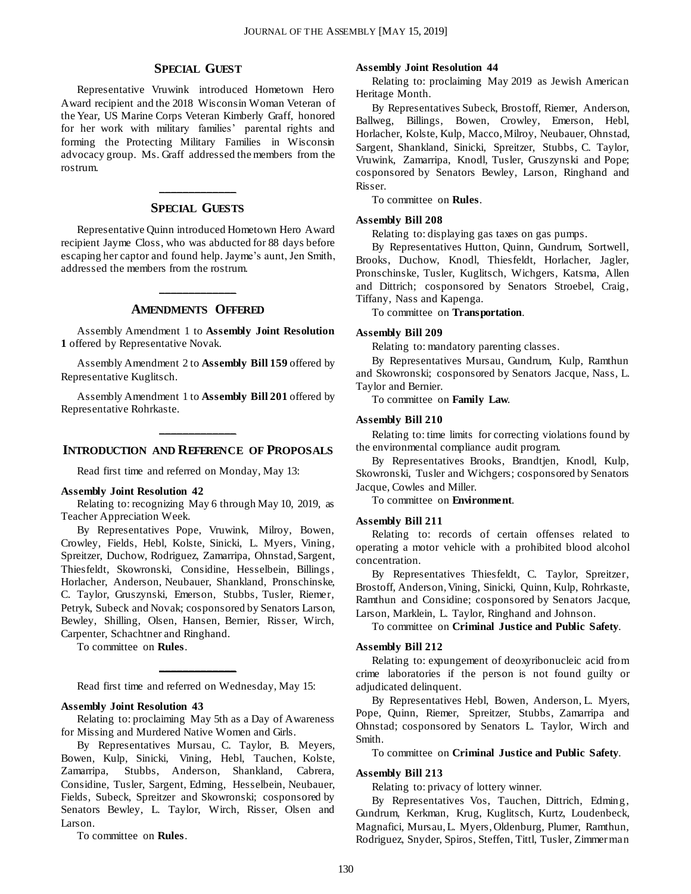## Special Guest

Representative Vruwink introduced Hometown Hero Award recipient and the 2018 Wisconsin Woman Veteran of the Year, US Marine Corps Veteran Kimberly Graff, honored for her work with military families' parental rights and forming the Protecting Military Families in Wisconsin advocacy group. Ms. Graff addressed the members from the rostrum.

---

## Special Guests

Representative Quinn introduced Hometown Hero Award recipient Jayme Closs, who was abducted for 88 days before escaping her captor and found help. Jayme's aunt, Jen Smith, addressed the members from the rostrum.

---

## Amendments Offered

Assembly Amendment 1 to **Assembly Joint Resolution 1** offered by Representative Novak.

Assembly Amendment 2 to **Assembly Bill 159** offered by Representative Kuglitsch.

Assembly Amendment 1 to **Assembly Bill 201** offered by Representative Rohrkaste.

---

## Introduction and Reference of Proposals

Read first time and referred on Monday, May 13:

**Assembly Joint Resolution 42**

Relating to: recognizing May 6 through May 10, 2019, as Teacher Appreciation Week.

By Representatives Pope, Vruwink, Milroy, Bowen, Crowley, Fields, Hebl, Kolste, Sinicki, L. Myers, Vining, Spreitzer, Duchow, Rodriguez, Zamarripa, Ohnstad, Sargent, Thiesfeldt, Skowronski, Considine, Hesselbein, Billings, Horlacher, Anderson, Neubauer, Shankland, Pronschinske, C. Taylor, Gruszynski, Emerson, Stubbs, Tusler, Riemer, Petryk, Subeck and Novak; cosponsored by Senators Larson, Bewley, Shilling, Olsen, Hansen, Bernier, Risser, Wirch, Carpenter, Schachtner and Ringhand.

To committee on **Rules**.

---

Read first time and referred on Wednesday, May 15:

**Assembly Joint Resolution 43**

Relating to: proclaiming May 5th as a Day of Awareness for Missing and Murdered Native Women and Girls.

By Representatives Mursau, C. Taylor, B. Meyers, Bowen, Kulp, Sinicki, Vining, Hebl, Tauchen, Kolste, Zamarripa, Stubbs, Anderson, Shankland, Cabrera, Considine, Tusler, Sargent, Edming, Hesselbein, Neubauer, Fields, Subeck, Spreitzer and Skowronski; cosponsored by Senators Bewley, L. Taylor, Wirch, Risser, Olsen and Larson.

To committee on **Rules**.

**Assembly Joint Resolution 44**

Relating to: proclaiming May 2019 as Jewish American Heritage Month.

By Representatives Subeck, Brostoff, Riemer, Anderson, Ballweg, Billings, Bowen, Crowley, Emerson, Hebl, Horlacher, Kolste, Kulp, Macco, Milroy, Neubauer, Ohnstad, Sargent, Shankland, Sinicki, Spreitzer, Stubbs, C. Taylor, Vruwink, Zamarripa, Knodl, Tusler, Gruszynski and Pope; cosponsored by Senators Bewley, Larson, Ringhand and Risser.

To committee on **Rules**.

**Assembly Bill 208**

Relating to: displaying gas taxes on gas pumps.

By Representatives Hutton, Quinn, Gundrum, Sortwell, Brooks, Duchow, Knodl, Thiesfeldt, Horlacher, Jagler, Pronschinske, Tusler, Kuglitsch, Wichgers, Katsma, Allen and Dittrich; cosponsored by Senators Stroebel, Craig, Tiffany, Nass and Kapenga.

To committee on **Transportation**.

**Assembly Bill 209**

Relating to: mandatory parenting classes.

By Representatives Mursau, Gundrum, Kulp, Ramthun and Skowronski; cosponsored by Senators Jacque, Nass, L. Taylor and Bernier.

To committee on **Family Law**.

**Assembly Bill 210**

Relating to: time limits for correcting violations found by the environmental compliance audit program.

By Representatives Brooks, Brandtjen, Knodl, Kulp, Skowronski, Tusler and Wichgers; cosponsored by Senators Jacque, Cowles and Miller.

To committee on **Environment**.

**Assembly Bill 211**

Relating to: records of certain offenses related to operating a motor vehicle with a prohibited blood alcohol concentration.

By Representatives Thiesfeldt, C. Taylor, Spreitzer, Brostoff, Anderson, Vining, Sinicki, Quinn, Kulp, Rohrkaste, Ramthun and Considine; cosponsored by Senators Jacque, Larson, Marklein, L. Taylor, Ringhand and Johnson.

To committee on **Criminal Justice and Public Safety**.

**Assembly Bill 212**

Relating to: expungement of deoxyribonucleic acid from crime laboratories if the person is not found guilty or adjudicated delinquent.

By Representatives Hebl, Bowen, Anderson, L. Myers, Pope, Quinn, Riemer, Spreitzer, Stubbs, Zamarripa and Ohnstad; cosponsored by Senators L. Taylor, Wirch and Smith.

To committee on **Criminal Justice and Public Safety**.

**Assembly Bill 213**

Relating to: privacy of lottery winner.

By Representatives Vos, Tauchen, Dittrich, Edming, Gundrum, Kerkman, Krug, Kuglitsch, Kurtz, Loudenbeck, Magnafici, Mursau, L. Myers, Oldenburg, Plumer, Ramthun, Rodriguez, Snyder, Spiros, Steffen, Tittl, Tusler, Zimmerman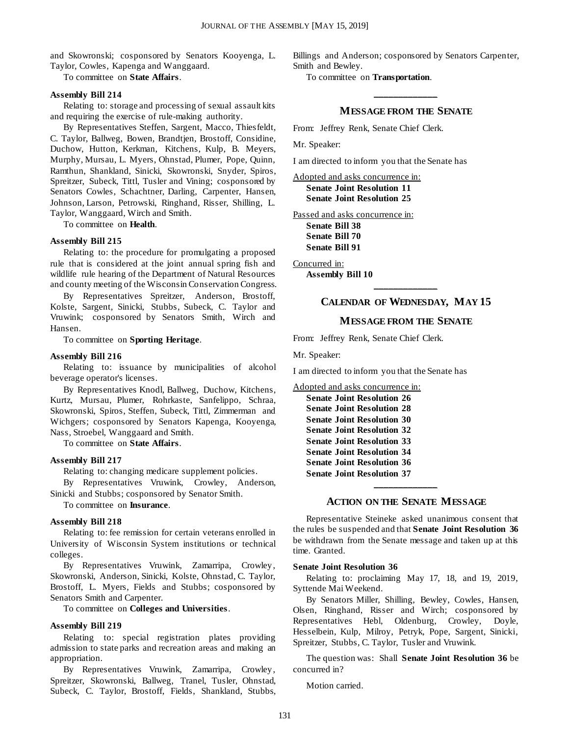and Skowronski; cosponsored by Senators Kooyenga, L. Taylor, Cowles, Kapenga and Wanggaard.

To committee on **State Affairs**.

**Assembly Bill 214**

Relating to: storage and processing of sexual assault kits and requiring the exercise of rule-making authority.

By Representatives Steffen, Sargent, Macco, Thiesfeldt, C. Taylor, Ballweg, Bowen, Brandtjen, Brostoff, Considine, Duchow, Hutton, Kerkman, Kitchens, Kulp, B. Meyers, Murphy, Mursau, L. Myers, Ohnstad, Plumer, Pope, Quinn, Ramthun, Shankland, Sinicki, Skowronski, Snyder, Spiros, Spreitzer, Subeck, Tittl, Tusler and Vining; cosponsored by Senators Cowles, Schachtner, Darling, Carpenter, Hansen, Johnson, Larson, Petrowski, Ringhand, Risser, Shilling, L. Taylor, Wanggaard, Wirch and Smith.

To committee on **Health**.

**Assembly Bill 215**

Relating to: the procedure for promulgating a proposed rule that is considered at the joint annual spring fish and wildlife rule hearing of the Department of Natural Resources and county meeting of the Wisconsin Conservation Congress.

By Representatives Spreitzer, Anderson, Brostoff, Kolste, Sargent, Sinicki, Stubbs, Subeck, C. Taylor and Vruwink; cosponsored by Senators Smith, Wirch and Hansen.

To committee on **Sporting Heritage**.

**Assembly Bill 216**

Relating to: issuance by municipalities of alcohol beverage operator's licenses.

By Representatives Knodl, Ballweg, Duchow, Kitchens, Kurtz, Mursau, Plumer, Rohrkaste, Sanfelippo, Schraa, Skowronski, Spiros, Steffen, Subeck, Tittl, Zimmerman and Wichgers; cosponsored by Senators Kapenga, Kooyenga, Nass, Stroebel, Wanggaard and Smith.

To committee on **State Affairs**.

**Assembly Bill 217**

Relating to: changing medicare supplement policies.

By Representatives Vruwink, Crowley, Anderson, Sinicki and Stubbs; cosponsored by Senator Smith.

To committee on **Insurance**.

**Assembly Bill 218**

Relating to: fee remission for certain veterans enrolled in University of Wisconsin System institutions or technical colleges.

By Representatives Vruwink, Zamarripa, Crowley, Skowronski, Anderson, Sinicki, Kolste, Ohnstad, C. Taylor, Brostoff, L. Myers, Fields and Stubbs; cosponsored by Senators Smith and Carpenter.

To committee on **Colleges and Universities**.

**Assembly Bill 219**

Relating to: special registration plates providing admission to state parks and recreation areas and making an appropriation.

By Representatives Vruwink, Zamarripa, Crowley, Spreitzer, Skowronski, Ballweg, Tranel, Tusler, Ohnstad, Subeck, C. Taylor, Brostoff, Fields, Shankland, Stubbs, Billings and Anderson; cosponsored by Senators Carpenter, Smith and Bewley.

To committee on **Transportation**.

---

## MESSAGE FROM THE SENATE

From: Jeffrey Renk, Senate Chief Clerk.

Mr. Speaker:

I am directed to inform you that the Senate has

Adopted and asks concurrence in:

**Senate Joint Resolution 11**
**Senate Joint Resolution 25**

Passed and asks concurrence in:

**Senate Bill 38**
**Senate Bill 70**
**Senate Bill 91**

Concurred in:

**Assembly Bill 10**

---

## CALENDAR OF WEDNESDAY, MAY 15

## MESSAGE FROM THE SENATE

From: Jeffrey Renk, Senate Chief Clerk.

Mr. Speaker:

I am directed to inform you that the Senate has

Adopted and asks concurrence in:

**Senate Joint Resolution 26**
**Senate Joint Resolution 28**
**Senate Joint Resolution 30**
**Senate Joint Resolution 32**
**Senate Joint Resolution 33**
**Senate Joint Resolution 34**
**Senate Joint Resolution 36**
**Senate Joint Resolution 37**

---

## ACTION ON THE SENATE MESSAGE

Representative Steineke asked unanimous consent that the rules be suspended and that **Senate Joint Resolution 36** be withdrawn from the Senate message and taken up at this time. Granted.

**Senate Joint Resolution 36**

Relating to: proclaiming May 17, 18, and 19, 2019, Syttende Mai Weekend.

By Senators Miller, Shilling, Bewley, Cowles, Hansen, Olsen, Ringhand, Risser and Wirch; cosponsored by Representatives Hebl, Oldenburg, Crowley, Doyle, Hesselbein, Kulp, Milroy, Petryk, Pope, Sargent, Sinicki, Spreitzer, Stubbs, C. Taylor, Tusler and Vruwink.

The question was: Shall **Senate Joint Resolution 36** be concurred in?

Motion carried.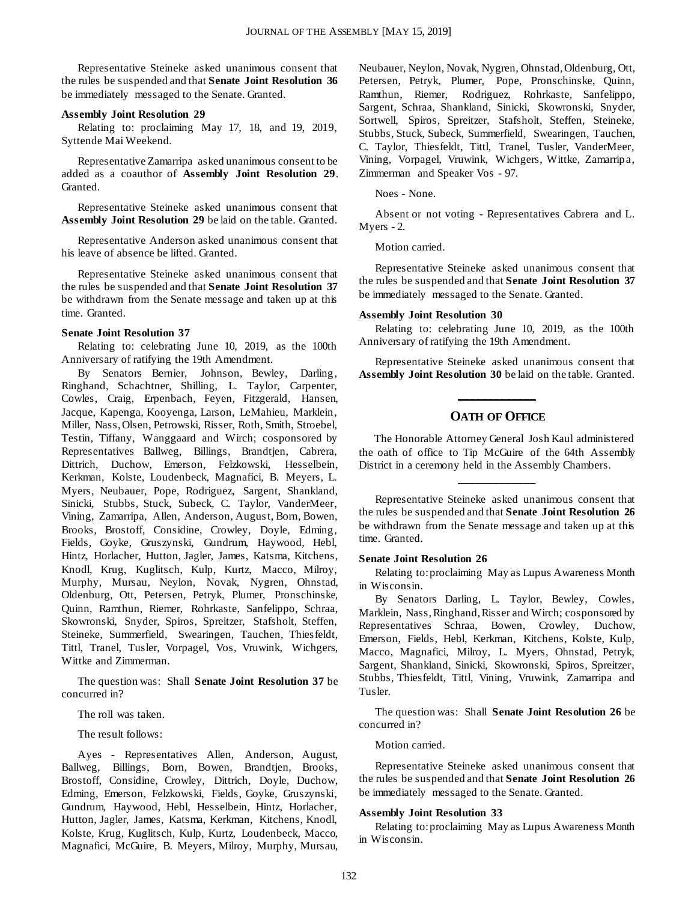Representative Steineke asked unanimous consent that the rules be suspended and that **Senate Joint Resolution 36** be immediately messaged to the Senate. Granted.

**Assembly Joint Resolution 29**

Relating to: proclaiming May 17, 18, and 19, 2019, Syttende Mai Weekend.

Representative Zamarripa asked unanimous consent to be added as a coauthor of **Assembly Joint Resolution 29**. Granted.

Representative Steineke asked unanimous consent that **Assembly Joint Resolution 29** be laid on the table. Granted.

Representative Anderson asked unanimous consent that his leave of absence be lifted. Granted.

Representative Steineke asked unanimous consent that the rules be suspended and that **Senate Joint Resolution 37** be withdrawn from the Senate message and taken up at this time. Granted.

**Senate Joint Resolution 37**

Relating to: celebrating June 10, 2019, as the 100th Anniversary of ratifying the 19th Amendment.

By Senators Bernier, Johnson, Bewley, Darling, Ringhand, Schachtner, Shilling, L. Taylor, Carpenter, Cowles, Craig, Erpenbach, Feyen, Fitzgerald, Hansen, Jacque, Kapenga, Kooyenga, Larson, LeMahieu, Marklein, Miller, Nass, Olsen, Petrowski, Risser, Roth, Smith, Stroebel, Testin, Tiffany, Wanggaard and Wirch; cosponsored by Representatives Ballweg, Billings, Brandtjen, Cabrera, Dittrich, Duchow, Emerson, Felzkowski, Hesselbein, Kerkman, Kolste, Loudenbeck, Magnafici, B. Meyers, L. Myers, Neubauer, Pope, Rodriguez, Sargent, Shankland, Sinicki, Stubbs, Stuck, Subeck, C. Taylor, VanderMeer, Vining, Zamarripa, Allen, Anderson, August, Born, Bowen, Brooks, Brostoff, Considine, Crowley, Doyle, Edming, Fields, Goyke, Gruszynski, Gundrum, Haywood, Hebl, Hintz, Horlacher, Hutton, Jagler, James, Katsma, Kitchens, Knodl, Krug, Kuglitsch, Kulp, Kurtz, Macco, Milroy, Murphy, Mursau, Neylon, Novak, Nygren, Ohnstad, Oldenburg, Ott, Petersen, Petryk, Plumer, Pronschinske, Quinn, Ramthun, Riemer, Rohrkaste, Sanfelippo, Schraa, Skowronski, Snyder, Spiros, Spreitzer, Stafsholt, Steffen, Steineke, Summerfield, Swearingen, Tauchen, Thiesfeldt, Tittl, Tranel, Tusler, Vorpagel, Vos, Vruwink, Wichgers, Wittke and Zimmerman.

The question was: Shall **Senate Joint Resolution 37** be concurred in?

The roll was taken.

The result follows:

Ayes - Representatives Allen, Anderson, August, Ballweg, Billings, Born, Bowen, Brandtjen, Brooks, Brostoff, Considine, Crowley, Dittrich, Doyle, Duchow, Edming, Emerson, Felzkowski, Fields, Goyke, Gruszynski, Gundrum, Haywood, Hebl, Hesselbein, Hintz, Horlacher, Hutton, Jagler, James, Katsma, Kerkman, Kitchens, Knodl, Kolste, Krug, Kuglitsch, Kulp, Kurtz, Loudenbeck, Macco, Magnafici, McGuire, B. Meyers, Milroy, Murphy, Mursau, Neubauer, Neylon, Novak, Nygren, Ohnstad, Oldenburg, Ott, Petersen, Petryk, Plumer, Pope, Pronschinske, Quinn, Ramthun, Riemer, Rodriguez, Rohrkaste, Sanfelippo, Sargent, Schraa, Shankland, Sinicki, Skowronski, Snyder, Sortwell, Spiros, Spreitzer, Stafsholt, Steffen, Steineke, Stubbs, Stuck, Subeck, Summerfield, Swearingen, Tauchen, C. Taylor, Thiesfeldt, Tittl, Tranel, Tusler, VanderMeer, Vining, Vorpagel, Vruwink, Wichgers, Wittke, Zamarripa, Zimmerman and Speaker Vos - 97.

Noes - None.

Absent or not voting - Representatives Cabrera and L. Myers - 2.

Motion carried.

Representative Steineke asked unanimous consent that the rules be suspended and that **Senate Joint Resolution 37** be immediately messaged to the Senate. Granted.

**Assembly Joint Resolution 30**

Relating to: celebrating June 10, 2019, as the 100th Anniversary of ratifying the 19th Amendment.

Representative Steineke asked unanimous consent that **Assembly Joint Resolution 30** be laid on the table. Granted.

## OATH OF OFFICE

The Honorable Attorney General Josh Kaul administered the oath of office to Tip McGuire of the 64th Assembly District in a ceremony held in the Assembly Chambers.

Representative Steineke asked unanimous consent that the rules be suspended and that **Senate Joint Resolution 26** be withdrawn from the Senate message and taken up at this time. Granted.

**Senate Joint Resolution 26**

Relating to: proclaiming May as Lupus Awareness Month in Wisconsin.

By Senators Darling, L. Taylor, Bewley, Cowles, Marklein, Nass, Ringhand, Risser and Wirch; cosponsored by Representatives Schraa, Bowen, Crowley, Duchow, Emerson, Fields, Hebl, Kerkman, Kitchens, Kolste, Kulp, Macco, Magnafici, Milroy, L. Myers, Ohnstad, Petryk, Sargent, Shankland, Sinicki, Skowronski, Spiros, Spreitzer, Stubbs, Thiesfeldt, Tittl, Vining, Vruwink, Zamarripa and Tusler.

The question was: Shall **Senate Joint Resolution 26** be concurred in?

Motion carried.

Representative Steineke asked unanimous consent that the rules be suspended and that **Senate Joint Resolution 26** be immediately messaged to the Senate. Granted.

**Assembly Joint Resolution 33**

Relating to: proclaiming May as Lupus Awareness Month in Wisconsin.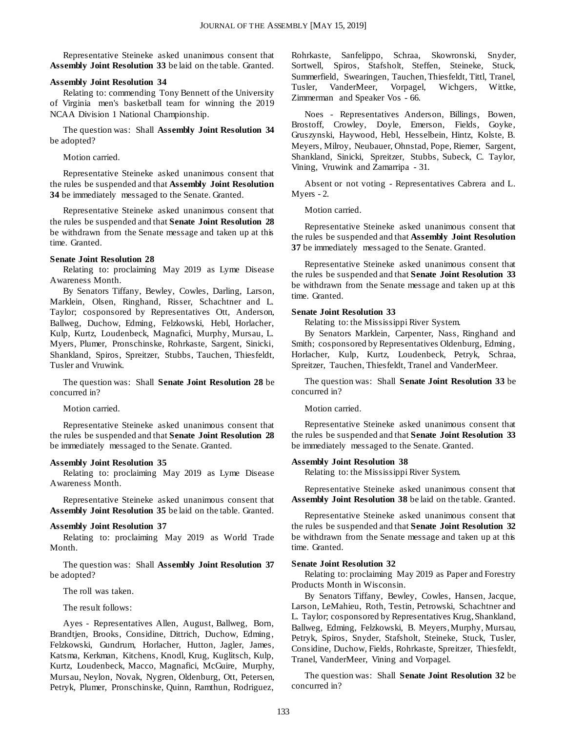Representative Steineke asked unanimous consent that **Assembly Joint Resolution 33** be laid on the table. Granted.

**Assembly Joint Resolution 34**

Relating to: commending Tony Bennett of the University of Virginia men's basketball team for winning the 2019 NCAA Division 1 National Championship.

The question was: Shall **Assembly Joint Resolution 34** be adopted?

Motion carried.

Representative Steineke asked unanimous consent that the rules be suspended and that **Assembly Joint Resolution 34** be immediately messaged to the Senate. Granted.

Representative Steineke asked unanimous consent that the rules be suspended and that **Senate Joint Resolution 28** be withdrawn from the Senate message and taken up at this time. Granted.

**Senate Joint Resolution 28**

Relating to: proclaiming May 2019 as Lyme Disease Awareness Month.

By Senators Tiffany, Bewley, Cowles, Darling, Larson, Marklein, Olsen, Ringhand, Risser, Schachtner and L. Taylor; cosponsored by Representatives Ott, Anderson, Ballweg, Duchow, Edming, Felzkowski, Hebl, Horlacher, Kulp, Kurtz, Loudenbeck, Magnafici, Murphy, Mursau, L. Myers, Plumer, Pronschinske, Rohrkaste, Sargent, Sinicki, Shankland, Spiros, Spreitzer, Stubbs, Tauchen, Thiesfeldt, Tusler and Vruwink.

The question was: Shall **Senate Joint Resolution 28** be concurred in?

Motion carried.

Representative Steineke asked unanimous consent that the rules be suspended and that **Senate Joint Resolution 28** be immediately messaged to the Senate. Granted.

**Assembly Joint Resolution 35**

Relating to: proclaiming May 2019 as Lyme Disease Awareness Month.

Representative Steineke asked unanimous consent that **Assembly Joint Resolution 35** be laid on the table. Granted.

**Assembly Joint Resolution 37**

Relating to: proclaiming May 2019 as World Trade Month.

The question was: Shall **Assembly Joint Resolution 37** be adopted?

The roll was taken.

The result follows:

Ayes - Representatives Allen, August, Ballweg, Born, Brandtjen, Brooks, Considine, Dittrich, Duchow, Edming, Felzkowski, Gundrum, Horlacher, Hutton, Jagler, James, Katsma, Kerkman, Kitchens, Knodl, Krug, Kuglitsch, Kulp, Kurtz, Loudenbeck, Macco, Magnafici, McGuire, Murphy, Mursau, Neylon, Novak, Nygren, Oldenburg, Ott, Petersen, Petryk, Plumer, Pronschinske, Quinn, Ramthun, Rodriguez, Rohrkaste, Sanfelippo, Schraa, Skowronski, Snyder, Sortwell, Spiros, Stafsholt, Steffen, Steineke, Stuck, Summerfield, Swearingen, Tauchen, Thiesfeldt, Tittl, Tranel, Tusler, VanderMeer, Vorpagel, Wichgers, Wittke, Zimmerman and Speaker Vos - 66.

Noes - Representatives Anderson, Billings, Bowen, Brostoff, Crowley, Doyle, Emerson, Fields, Goyke, Gruszynski, Haywood, Hebl, Hesselbein, Hintz, Kolste, B. Meyers, Milroy, Neubauer, Ohnstad, Pope, Riemer, Sargent, Shankland, Sinicki, Spreitzer, Stubbs, Subeck, C. Taylor, Vining, Vruwink and Zamarripa - 31.

Absent or not voting - Representatives Cabrera and L. Myers - 2.

Motion carried.

Representative Steineke asked unanimous consent that the rules be suspended and that **Assembly Joint Resolution 37** be immediately messaged to the Senate. Granted.

Representative Steineke asked unanimous consent that the rules be suspended and that **Senate Joint Resolution 33** be withdrawn from the Senate message and taken up at this time. Granted.

**Senate Joint Resolution 33**

Relating to: the Mississippi River System.

By Senators Marklein, Carpenter, Nass, Ringhand and Smith; cosponsored by Representatives Oldenburg, Edming, Horlacher, Kulp, Kurtz, Loudenbeck, Petryk, Schraa, Spreitzer, Tauchen, Thiesfeldt, Tranel and VanderMeer.

The question was: Shall **Senate Joint Resolution 33** be concurred in?

Motion carried.

Representative Steineke asked unanimous consent that the rules be suspended and that **Senate Joint Resolution 33** be immediately messaged to the Senate. Granted.

**Assembly Joint Resolution 38**

Relating to: the Mississippi River System.

Representative Steineke asked unanimous consent that **Assembly Joint Resolution 38** be laid on the table. Granted.

Representative Steineke asked unanimous consent that the rules be suspended and that **Senate Joint Resolution 32** be withdrawn from the Senate message and taken up at this time. Granted.

**Senate Joint Resolution 32**

Relating to: proclaiming May 2019 as Paper and Forestry Products Month in Wisconsin.

By Senators Tiffany, Bewley, Cowles, Hansen, Jacque, Larson, LeMahieu, Roth, Testin, Petrowski, Schachtner and L. Taylor; cosponsored by Representatives Krug, Shankland, Ballweg, Edming, Felzkowski, B. Meyers, Murphy, Mursau, Petryk, Spiros, Snyder, Stafsholt, Steineke, Stuck, Tusler, Considine, Duchow, Fields, Rohrkaste, Spreitzer, Thiesfeldt, Tranel, VanderMeer, Vining and Vorpagel.

The question was: Shall **Senate Joint Resolution 32** be concurred in?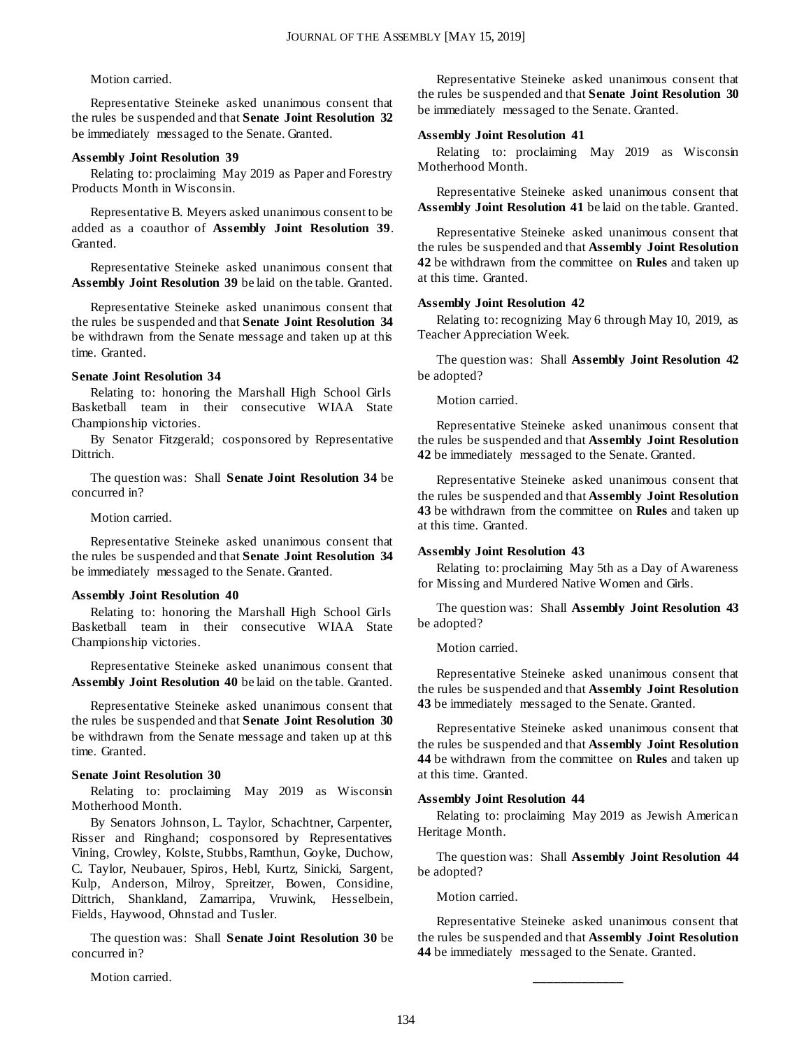Motion carried.

Representative Steineke asked unanimous consent that the rules be suspended and that **Senate Joint Resolution 32** be immediately messaged to the Senate. Granted.

**Assembly Joint Resolution 39**

Relating to: proclaiming May 2019 as Paper and Forestry Products Month in Wisconsin.

Representative B. Meyers asked unanimous consent to be added as a coauthor of **Assembly Joint Resolution 39**. Granted.

Representative Steineke asked unanimous consent that **Assembly Joint Resolution 39** be laid on the table. Granted.

Representative Steineke asked unanimous consent that the rules be suspended and that **Senate Joint Resolution 34** be withdrawn from the Senate message and taken up at this time. Granted.

**Senate Joint Resolution 34**

Relating to: honoring the Marshall High School Girls Basketball team in their consecutive WIAA State Championship victories.

By Senator Fitzgerald; cosponsored by Representative Dittrich.

The question was: Shall **Senate Joint Resolution 34** be concurred in?

Motion carried.

Representative Steineke asked unanimous consent that the rules be suspended and that **Senate Joint Resolution 34** be immediately messaged to the Senate. Granted.

**Assembly Joint Resolution 40**

Relating to: honoring the Marshall High School Girls Basketball team in their consecutive WIAA State Championship victories.

Representative Steineke asked unanimous consent that **Assembly Joint Resolution 40** be laid on the table. Granted.

Representative Steineke asked unanimous consent that the rules be suspended and that **Senate Joint Resolution 30** be withdrawn from the Senate message and taken up at this time. Granted.

**Senate Joint Resolution 30**

Relating to: proclaiming May 2019 as Wisconsin Motherhood Month.

By Senators Johnson, L. Taylor, Schachtner, Carpenter, Risser and Ringhand; cosponsored by Representatives Vining, Crowley, Kolste, Stubbs, Ramthun, Goyke, Duchow, C. Taylor, Neubauer, Spiros, Hebl, Kurtz, Sinicki, Sargent, Kulp, Anderson, Milroy, Spreitzer, Bowen, Considine, Dittrich, Shankland, Zamarripa, Vruwink, Hesselbein, Fields, Haywood, Ohnstad and Tusler.

The question was: Shall **Senate Joint Resolution 30** be concurred in?

Motion carried.

Representative Steineke asked unanimous consent that the rules be suspended and that **Senate Joint Resolution 30** be immediately messaged to the Senate. Granted.

**Assembly Joint Resolution 41**

Relating to: proclaiming May 2019 as Wisconsin Motherhood Month.

Representative Steineke asked unanimous consent that **Assembly Joint Resolution 41** be laid on the table. Granted.

Representative Steineke asked unanimous consent that the rules be suspended and that **Assembly Joint Resolution 42** be withdrawn from the committee on **Rules** and taken up at this time. Granted.

**Assembly Joint Resolution 42**

Relating to: recognizing May 6 through May 10, 2019, as Teacher Appreciation Week.

The question was: Shall **Assembly Joint Resolution 42** be adopted?

Motion carried.

Representative Steineke asked unanimous consent that the rules be suspended and that **Assembly Joint Resolution 42** be immediately messaged to the Senate. Granted.

Representative Steineke asked unanimous consent that the rules be suspended and that **Assembly Joint Resolution 43** be withdrawn from the committee on **Rules** and taken up at this time. Granted.

**Assembly Joint Resolution 43**

Relating to: proclaiming May 5th as a Day of Awareness for Missing and Murdered Native Women and Girls.

The question was: Shall **Assembly Joint Resolution 43** be adopted?

Motion carried.

Representative Steineke asked unanimous consent that the rules be suspended and that **Assembly Joint Resolution 43** be immediately messaged to the Senate. Granted.

Representative Steineke asked unanimous consent that the rules be suspended and that **Assembly Joint Resolution 44** be withdrawn from the committee on **Rules** and taken up at this time. Granted.

**Assembly Joint Resolution 44**

Relating to: proclaiming May 2019 as Jewish American Heritage Month.

The question was: Shall **Assembly Joint Resolution 44** be adopted?

Motion carried.

Representative Steineke asked unanimous consent that the rules be suspended and that **Assembly Joint Resolution 44** be immediately messaged to the Senate. Granted.

---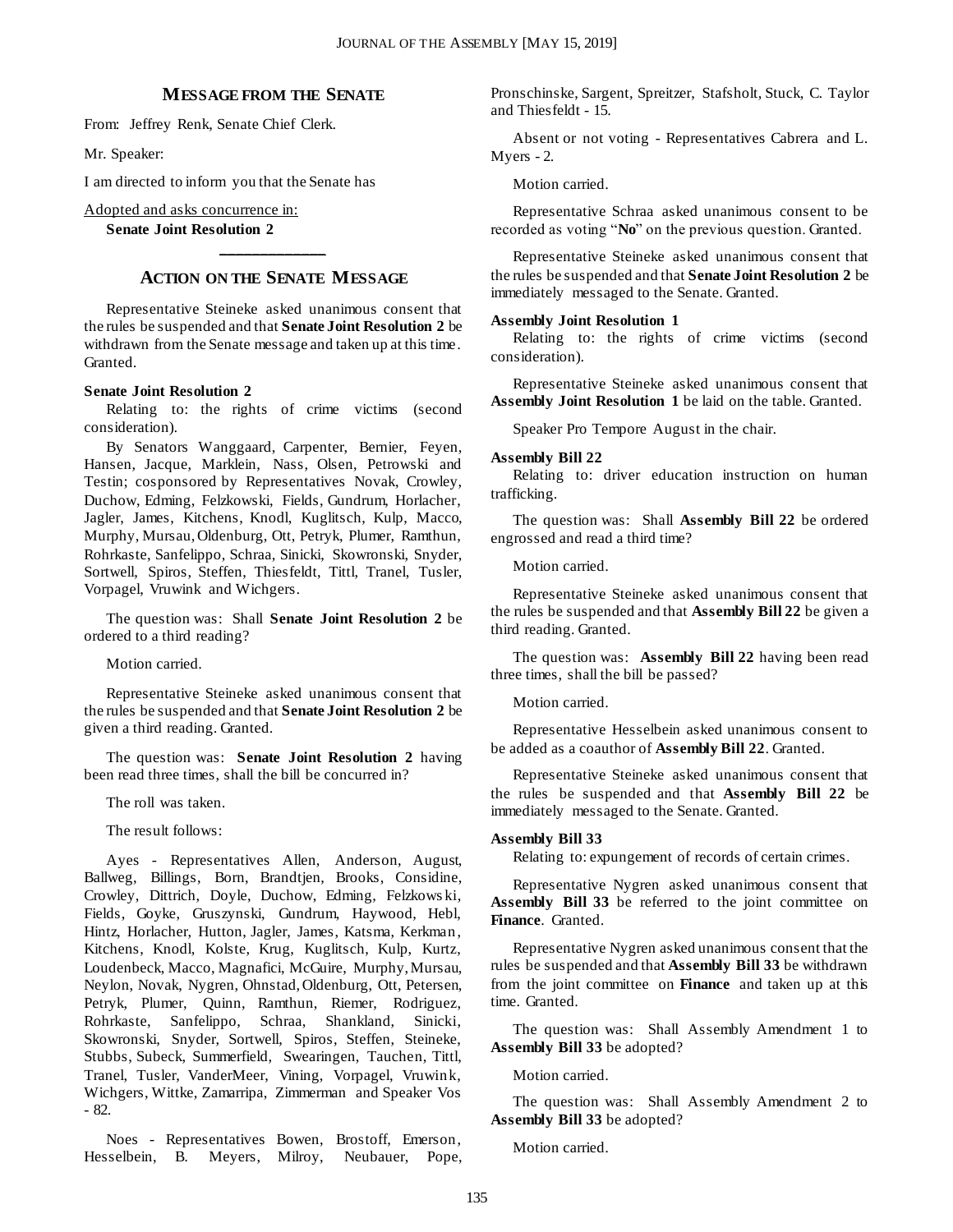## MESSAGE FROM THE SENATE

From: Jeffrey Renk, Senate Chief Clerk.

Mr. Speaker:

I am directed to inform you that the Senate has

Adopted and asks concurrence in:

**Senate Joint Resolution 2**

---

## ACTION ON THE SENATE MESSAGE

Representative Steineke asked unanimous consent that the rules be suspended and that **Senate Joint Resolution 2** be withdrawn from the Senate message and taken up at this time. Granted.

**Senate Joint Resolution 2**

Relating to: the rights of crime victims (second consideration).

By Senators Wanggaard, Carpenter, Bernier, Feyen, Hansen, Jacque, Marklein, Nass, Olsen, Petrowski and Testin; cosponsored by Representatives Novak, Crowley, Duchow, Edming, Felzkowski, Fields, Gundrum, Horlacher, Jagler, James, Kitchens, Knodl, Kuglitsch, Kulp, Macco, Murphy, Mursau, Oldenburg, Ott, Petryk, Plumer, Ramthun, Rohrkaste, Sanfelippo, Schraa, Sinicki, Skowronski, Snyder, Sortwell, Spiros, Steffen, Thiesfeldt, Tittl, Tranel, Tusler, Vorpagel, Vruwink and Wichgers.

The question was: Shall **Senate Joint Resolution 2** be ordered to a third reading?

Motion carried.

Representative Steineke asked unanimous consent that the rules be suspended and that **Senate Joint Resolution 2** be given a third reading. Granted.

The question was: **Senate Joint Resolution 2** having been read three times, shall the bill be concurred in?

The roll was taken.

The result follows:

Ayes - Representatives Allen, Anderson, August, Ballweg, Billings, Born, Brandtjen, Brooks, Considine, Crowley, Dittrich, Doyle, Duchow, Edming, Felzkowski, Fields, Goyke, Gruszynski, Gundrum, Haywood, Hebl, Hintz, Horlacher, Hutton, Jagler, James, Katsma, Kerkman, Kitchens, Knodl, Kolste, Krug, Kuglitsch, Kulp, Kurtz, Loudenbeck, Macco, Magnafici, McGuire, Murphy, Mursau, Neylon, Novak, Nygren, Ohnstad, Oldenburg, Ott, Petersen, Petryk, Plumer, Quinn, Ramthun, Riemer, Rodriguez, Rohrkaste, Sanfelippo, Schraa, Shankland, Sinicki, Skowronski, Snyder, Sortwell, Spiros, Steffen, Steineke, Stubbs, Subeck, Summerfield, Swearingen, Tauchen, Tittl, Tranel, Tusler, VanderMeer, Vining, Vorpagel, Vruwink, Wichgers, Wittke, Zamarripa, Zimmerman and Speaker Vos - 82.

Noes - Representatives Bowen, Brostoff, Emerson, Hesselbein, B. Meyers, Milroy, Neubauer, Pope, Pronschinske, Sargent, Spreitzer, Stafsholt, Stuck, C. Taylor and Thiesfeldt - 15.

Absent or not voting - Representatives Cabrera and L. Myers - 2.

Motion carried.

Representative Schraa asked unanimous consent to be recorded as voting "**No**" on the previous question. Granted.

Representative Steineke asked unanimous consent that the rules be suspended and that **Senate Joint Resolution 2** be immediately messaged to the Senate. Granted.

**Assembly Joint Resolution 1**

Relating to: the rights of crime victims (second consideration).

Representative Steineke asked unanimous consent that **Assembly Joint Resolution 1** be laid on the table. Granted.

Speaker Pro Tempore August in the chair.

**Assembly Bill 22**

Relating to: driver education instruction on human trafficking.

The question was: Shall **Assembly Bill 22** be ordered engrossed and read a third time?

Motion carried.

Representative Steineke asked unanimous consent that the rules be suspended and that **Assembly Bill 22** be given a third reading. Granted.

The question was: **Assembly Bill 22** having been read three times, shall the bill be passed?

Motion carried.

Representative Hesselbein asked unanimous consent to be added as a coauthor of **Assembly Bill 22**. Granted.

Representative Steineke asked unanimous consent that the rules be suspended and that **Assembly Bill 22** be immediately messaged to the Senate. Granted.

**Assembly Bill 33**

Relating to: expungement of records of certain crimes.

Representative Nygren asked unanimous consent that **Assembly Bill 33** be referred to the joint committee on **Finance**. Granted.

Representative Nygren asked unanimous consent that the rules be suspended and that **Assembly Bill 33** be withdrawn from the joint committee on **Finance** and taken up at this time. Granted.

The question was: Shall Assembly Amendment 1 to **Assembly Bill 33** be adopted?

Motion carried.

The question was: Shall Assembly Amendment 2 to **Assembly Bill 33** be adopted?

Motion carried.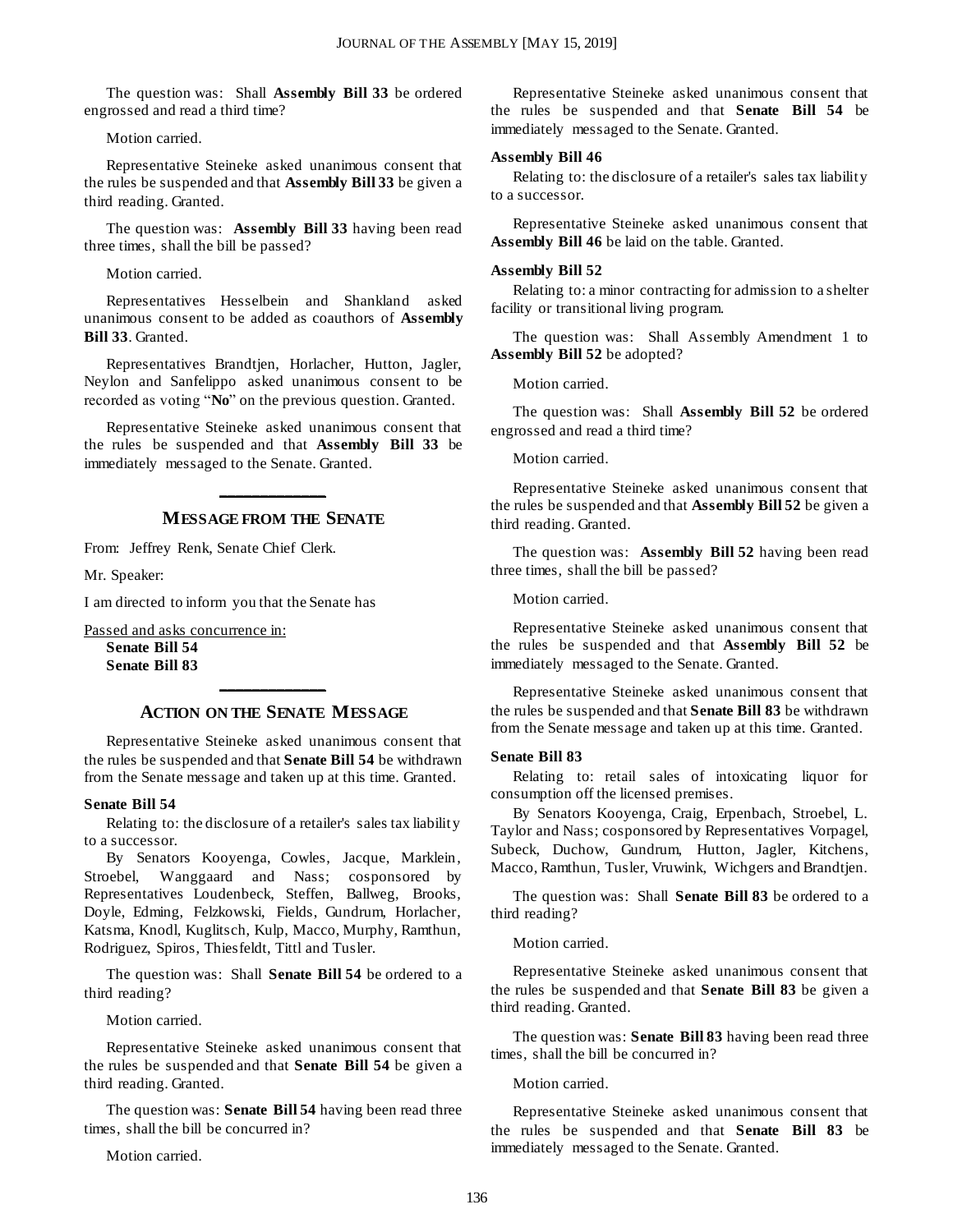The question was: Shall **Assembly Bill 33** be ordered engrossed and read a third time?

Motion carried.

Representative Steineke asked unanimous consent that the rules be suspended and that **Assembly Bill 33** be given a third reading. Granted.

The question was: **Assembly Bill 33** having been read three times, shall the bill be passed?

Motion carried.

Representatives Hesselbein and Shankland asked unanimous consent to be added as coauthors of **Assembly Bill 33**. Granted.

Representatives Brandtjen, Horlacher, Hutton, Jagler, Neylon and Sanfelippo asked unanimous consent to be recorded as voting "**No**" on the previous question. Granted.

Representative Steineke asked unanimous consent that the rules be suspended and that **Assembly Bill 33** be immediately messaged to the Senate. Granted.

---

## MESSAGE FROM THE SENATE

From: Jeffrey Renk, Senate Chief Clerk.

Mr. Speaker:

I am directed to inform you that the Senate has

Passed and asks concurrence in:

**Senate Bill 54**
**Senate Bill 83**

---

## ACTION ON THE SENATE MESSAGE

Representative Steineke asked unanimous consent that the rules be suspended and that **Senate Bill 54** be withdrawn from the Senate message and taken up at this time. Granted.

**Senate Bill 54**

Relating to: the disclosure of a retailer's sales tax liability to a successor.

By Senators Kooyenga, Cowles, Jacque, Marklein, Stroebel, Wanggaard and Nass; cosponsored by Representatives Loudenbeck, Steffen, Ballweg, Brooks, Doyle, Edming, Felzkowski, Fields, Gundrum, Horlacher, Katsma, Knodl, Kuglitsch, Kulp, Macco, Murphy, Ramthun, Rodriguez, Spiros, Thiesfeldt, Tittl and Tusler.

The question was: Shall **Senate Bill 54** be ordered to a third reading?

Motion carried.

Representative Steineke asked unanimous consent that the rules be suspended and that **Senate Bill 54** be given a third reading. Granted.

The question was: **Senate Bill 54** having been read three times, shall the bill be concurred in?

Motion carried.

Representative Steineke asked unanimous consent that the rules be suspended and that **Senate Bill 54** be immediately messaged to the Senate. Granted.

**Assembly Bill 46**

Relating to: the disclosure of a retailer's sales tax liability to a successor.

Representative Steineke asked unanimous consent that **Assembly Bill 46** be laid on the table. Granted.

**Assembly Bill 52**

Relating to: a minor contracting for admission to a shelter facility or transitional living program.

The question was: Shall Assembly Amendment 1 to **Assembly Bill 52** be adopted?

Motion carried.

The question was: Shall **Assembly Bill 52** be ordered engrossed and read a third time?

Motion carried.

Representative Steineke asked unanimous consent that the rules be suspended and that **Assembly Bill 52** be given a third reading. Granted.

The question was: **Assembly Bill 52** having been read three times, shall the bill be passed?

Motion carried.

Representative Steineke asked unanimous consent that the rules be suspended and that **Assembly Bill 52** be immediately messaged to the Senate. Granted.

Representative Steineke asked unanimous consent that the rules be suspended and that **Senate Bill 83** be withdrawn from the Senate message and taken up at this time. Granted.

**Senate Bill 83**

Relating to: retail sales of intoxicating liquor for consumption off the licensed premises.

By Senators Kooyenga, Craig, Erpenbach, Stroebel, L. Taylor and Nass; cosponsored by Representatives Vorpagel, Subeck, Duchow, Gundrum, Hutton, Jagler, Kitchens, Macco, Ramthun, Tusler, Vruwink, Wichgers and Brandtjen.

The question was: Shall **Senate Bill 83** be ordered to a third reading?

Motion carried.

Representative Steineke asked unanimous consent that the rules be suspended and that **Senate Bill 83** be given a third reading. Granted.

The question was: **Senate Bill 83** having been read three times, shall the bill be concurred in?

Motion carried.

Representative Steineke asked unanimous consent that the rules be suspended and that **Senate Bill 83** be immediately messaged to the Senate. Granted.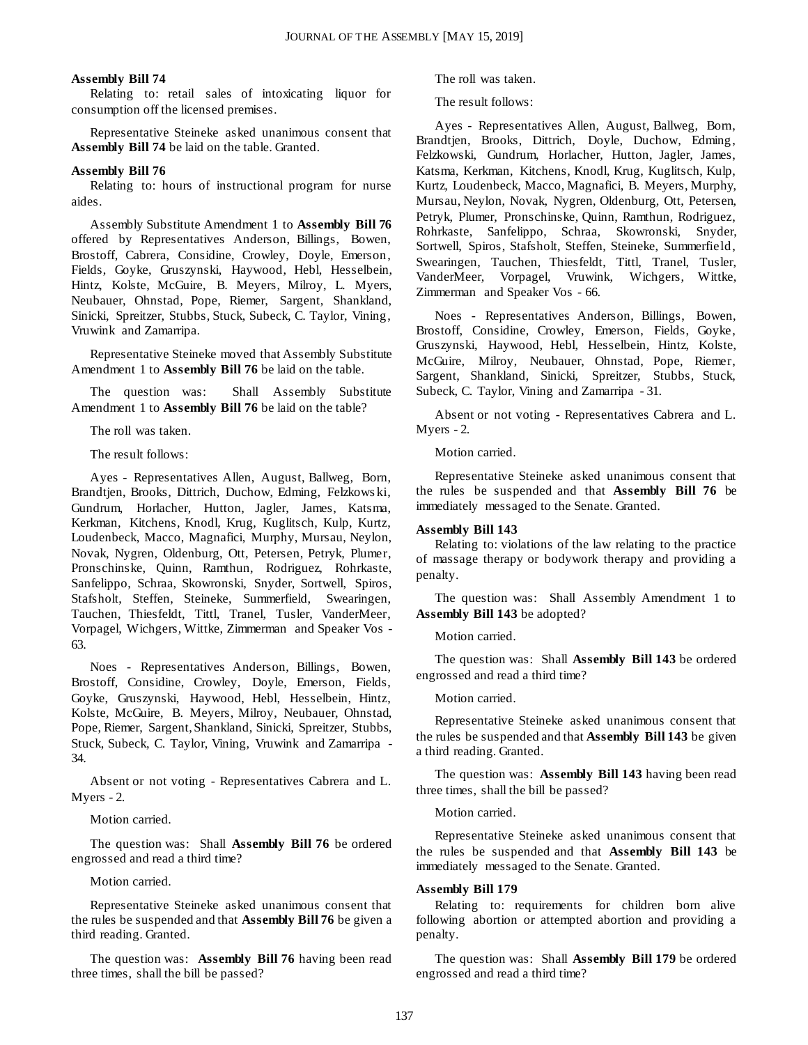**Assembly Bill 74**

Relating to: retail sales of intoxicating liquor for consumption off the licensed premises.

Representative Steineke asked unanimous consent that **Assembly Bill 74** be laid on the table. Granted.

**Assembly Bill 76**

Relating to: hours of instructional program for nurse aides.

Assembly Substitute Amendment 1 to **Assembly Bill 76** offered by Representatives Anderson, Billings, Bowen, Brostoff, Cabrera, Considine, Crowley, Doyle, Emerson, Fields, Goyke, Gruszynski, Haywood, Hebl, Hesselbein, Hintz, Kolste, McGuire, B. Meyers, Milroy, L. Myers, Neubauer, Ohnstad, Pope, Riemer, Sargent, Shankland, Sinicki, Spreitzer, Stubbs, Stuck, Subeck, C. Taylor, Vining, Vruwink and Zamarripa.

Representative Steineke moved that Assembly Substitute Amendment 1 to **Assembly Bill 76** be laid on the table.

The question was: Shall Assembly Substitute Amendment 1 to **Assembly Bill 76** be laid on the table?

The roll was taken.

The result follows:

Ayes - Representatives Allen, August, Ballweg, Born, Brandtjen, Brooks, Dittrich, Duchow, Edming, Felzkowski, Gundrum, Horlacher, Hutton, Jagler, James, Katsma, Kerkman, Kitchens, Knodl, Krug, Kuglitsch, Kulp, Kurtz, Loudenbeck, Macco, Magnafici, Murphy, Mursau, Neylon, Novak, Nygren, Oldenburg, Ott, Petersen, Petryk, Plumer, Pronschinske, Quinn, Ramthun, Rodriguez, Rohrkaste, Sanfelippo, Schraa, Skowronski, Snyder, Sortwell, Spiros, Stafsholt, Steffen, Steineke, Summerfield, Swearingen, Tauchen, Thiesfeldt, Tittl, Tranel, Tusler, VanderMeer, Vorpagel, Wichgers, Wittke, Zimmerman and Speaker Vos - 63.

Noes - Representatives Anderson, Billings, Bowen, Brostoff, Considine, Crowley, Doyle, Emerson, Fields, Goyke, Gruszynski, Haywood, Hebl, Hesselbein, Hintz, Kolste, McGuire, B. Meyers, Milroy, Neubauer, Ohnstad, Pope, Riemer, Sargent, Shankland, Sinicki, Spreitzer, Stubbs, Stuck, Subeck, C. Taylor, Vining, Vruwink and Zamarripa - 34.

Absent or not voting - Representatives Cabrera and L. Myers - 2.

Motion carried.

The question was: Shall **Assembly Bill 76** be ordered engrossed and read a third time?

Motion carried.

Representative Steineke asked unanimous consent that the rules be suspended and that **Assembly Bill 76** be given a third reading. Granted.

The question was: **Assembly Bill 76** having been read three times, shall the bill be passed?

The roll was taken.

The result follows:

Ayes - Representatives Allen, August, Ballweg, Born, Brandtjen, Brooks, Dittrich, Doyle, Duchow, Edming, Felzkowski, Gundrum, Horlacher, Hutton, Jagler, James, Katsma, Kerkman, Kitchens, Knodl, Krug, Kuglitsch, Kulp, Kurtz, Loudenbeck, Macco, Magnafici, B. Meyers, Murphy, Mursau, Neylon, Novak, Nygren, Oldenburg, Ott, Petersen, Petryk, Plumer, Pronschinske, Quinn, Ramthun, Rodriguez, Rohrkaste, Sanfelippo, Schraa, Skowronski, Snyder, Sortwell, Spiros, Stafsholt, Steffen, Steineke, Summerfield, Swearingen, Tauchen, Thiesfeldt, Tittl, Tranel, Tusler, VanderMeer, Vorpagel, Vruwink, Wichgers, Wittke, Zimmerman and Speaker Vos - 66.

Noes - Representatives Anderson, Billings, Bowen, Brostoff, Considine, Crowley, Emerson, Fields, Goyke, Gruszynski, Haywood, Hebl, Hesselbein, Hintz, Kolste, McGuire, Milroy, Neubauer, Ohnstad, Pope, Riemer, Sargent, Shankland, Sinicki, Spreitzer, Stubbs, Stuck, Subeck, C. Taylor, Vining and Zamarripa - 31.

Absent or not voting - Representatives Cabrera and L. Myers - 2.

Motion carried.

Representative Steineke asked unanimous consent that the rules be suspended and that **Assembly Bill 76** be immediately messaged to the Senate. Granted.

**Assembly Bill 143**

Relating to: violations of the law relating to the practice of massage therapy or bodywork therapy and providing a penalty.

The question was: Shall Assembly Amendment 1 to **Assembly Bill 143** be adopted?

Motion carried.

The question was: Shall **Assembly Bill 143** be ordered engrossed and read a third time?

Motion carried.

Representative Steineke asked unanimous consent that the rules be suspended and that **Assembly Bill 143** be given a third reading. Granted.

The question was: **Assembly Bill 143** having been read three times, shall the bill be passed?

Motion carried.

Representative Steineke asked unanimous consent that the rules be suspended and that **Assembly Bill 143** be immediately messaged to the Senate. Granted.

**Assembly Bill 179**

Relating to: requirements for children born alive following abortion or attempted abortion and providing a penalty.

The question was: Shall **Assembly Bill 179** be ordered engrossed and read a third time?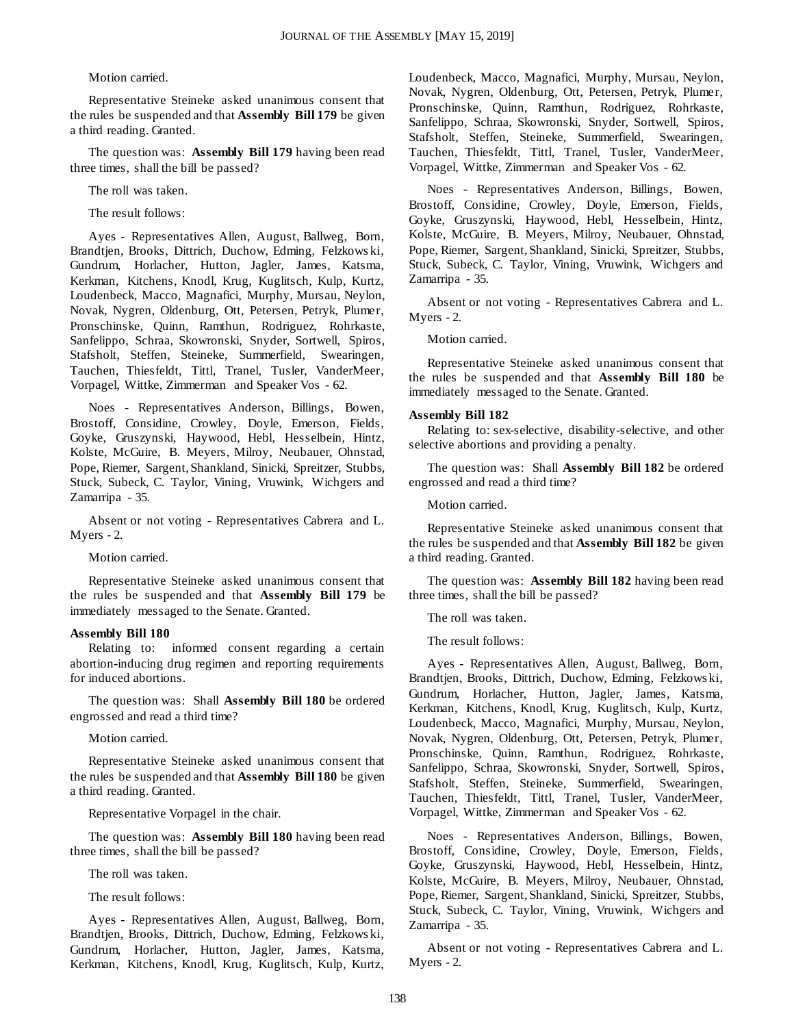Motion carried.

Representative Steineke asked unanimous consent that the rules be suspended and that **Assembly Bill 179** be given a third reading. Granted.

The question was: **Assembly Bill 179** having been read three times, shall the bill be passed?

The roll was taken.

The result follows:

Ayes - Representatives Allen, August, Ballweg, Born, Brandtjen, Brooks, Dittrich, Duchow, Edming, Felzkowski, Gundrum, Horlacher, Hutton, Jagler, James, Katsma, Kerkman, Kitchens, Knodl, Krug, Kuglitsch, Kulp, Kurtz, Loudenbeck, Macco, Magnafici, Murphy, Mursau, Neylon, Novak, Nygren, Oldenburg, Ott, Petersen, Petryk, Plumer, Pronschinske, Quinn, Ramthun, Rodriguez, Rohrkaste, Sanfelippo, Schraa, Skowronski, Snyder, Sortwell, Spiros, Stafsholt, Steffen, Steineke, Summerfield, Swearingen, Tauchen, Thiesfeldt, Tittl, Tranel, Tusler, VanderMeer, Vorpagel, Wittke, Zimmerman and Speaker Vos - 62.

Noes - Representatives Anderson, Billings, Bowen, Brostoff, Considine, Crowley, Doyle, Emerson, Fields, Goyke, Gruszynski, Haywood, Hebl, Hesselbein, Hintz, Kolste, McGuire, B. Meyers, Milroy, Neubauer, Ohnstad, Pope, Riemer, Sargent, Shankland, Sinicki, Spreitzer, Stubbs, Stuck, Subeck, C. Taylor, Vining, Vruwink, Wichgers and Zamarripa - 35.

Absent or not voting - Representatives Cabrera and L. Myers - 2.

Motion carried.

Representative Steineke asked unanimous consent that the rules be suspended and that **Assembly Bill 179** be immediately messaged to the Senate. Granted.

**Assembly Bill 180**

Relating to: informed consent regarding a certain abortion-inducing drug regimen and reporting requirements for induced abortions.

The question was: Shall **Assembly Bill 180** be ordered engrossed and read a third time?

Motion carried.

Representative Steineke asked unanimous consent that the rules be suspended and that **Assembly Bill 180** be given a third reading. Granted.

Representative Vorpagel in the chair.

The question was: **Assembly Bill 180** having been read three times, shall the bill be passed?

The roll was taken.

The result follows:

Ayes - Representatives Allen, August, Ballweg, Born, Brandtjen, Brooks, Dittrich, Duchow, Edming, Felzkowski, Gundrum, Horlacher, Hutton, Jagler, James, Katsma, Kerkman, Kitchens, Knodl, Krug, Kuglitsch, Kulp, Kurtz, Loudenbeck, Macco, Magnafici, Murphy, Mursau, Neylon, Novak, Nygren, Oldenburg, Ott, Petersen, Petryk, Plumer, Pronschinske, Quinn, Ramthun, Rodriguez, Rohrkaste, Sanfelippo, Schraa, Skowronski, Snyder, Sortwell, Spiros, Stafsholt, Steffen, Steineke, Summerfield, Swearingen, Tauchen, Thiesfeldt, Tittl, Tranel, Tusler, VanderMeer, Vorpagel, Wittke, Zimmerman and Speaker Vos - 62.

Noes - Representatives Anderson, Billings, Bowen, Brostoff, Considine, Crowley, Doyle, Emerson, Fields, Goyke, Gruszynski, Haywood, Hebl, Hesselbein, Hintz, Kolste, McGuire, B. Meyers, Milroy, Neubauer, Ohnstad, Pope, Riemer, Sargent, Shankland, Sinicki, Spreitzer, Stubbs, Stuck, Subeck, C. Taylor, Vining, Vruwink, Wichgers and Zamarripa - 35.

Absent or not voting - Representatives Cabrera and L. Myers - 2.

Motion carried.

Representative Steineke asked unanimous consent that the rules be suspended and that **Assembly Bill 180** be immediately messaged to the Senate. Granted.

**Assembly Bill 182**

Relating to: sex-selective, disability-selective, and other selective abortions and providing a penalty.

The question was: Shall **Assembly Bill 182** be ordered engrossed and read a third time?

Motion carried.

Representative Steineke asked unanimous consent that the rules be suspended and that **Assembly Bill 182** be given a third reading. Granted.

The question was: **Assembly Bill 182** having been read three times, shall the bill be passed?

The roll was taken.

The result follows:

Ayes - Representatives Allen, August, Ballweg, Born, Brandtjen, Brooks, Dittrich, Duchow, Edming, Felzkowski, Gundrum, Horlacher, Hutton, Jagler, James, Katsma, Kerkman, Kitchens, Knodl, Krug, Kuglitsch, Kulp, Kurtz, Loudenbeck, Macco, Magnafici, Murphy, Mursau, Neylon, Novak, Nygren, Oldenburg, Ott, Petersen, Petryk, Plumer, Pronschinske, Quinn, Ramthun, Rodriguez, Rohrkaste, Sanfelippo, Schraa, Skowronski, Snyder, Sortwell, Spiros, Stafsholt, Steffen, Steineke, Summerfield, Swearingen, Tauchen, Thiesfeldt, Tittl, Tranel, Tusler, VanderMeer, Vorpagel, Wittke, Zimmerman and Speaker Vos - 62.

Noes - Representatives Anderson, Billings, Bowen, Brostoff, Considine, Crowley, Doyle, Emerson, Fields, Goyke, Gruszynski, Haywood, Hebl, Hesselbein, Hintz, Kolste, McGuire, B. Meyers, Milroy, Neubauer, Ohnstad, Pope, Riemer, Sargent, Shankland, Sinicki, Spreitzer, Stubbs, Stuck, Subeck, C. Taylor, Vining, Vruwink, Wichgers and Zamarripa - 35.

Absent or not voting - Representatives Cabrera and L. Myers - 2.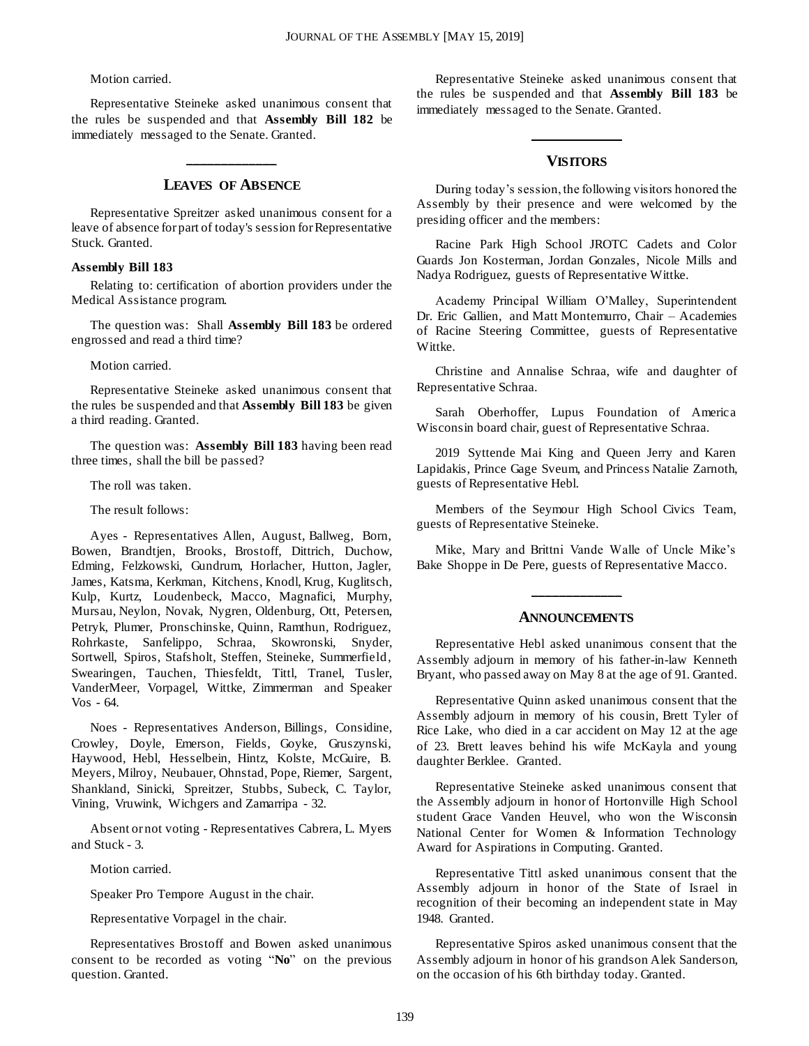Motion carried.

Representative Steineke asked unanimous consent that the rules be suspended and that **Assembly Bill 182** be immediately messaged to the Senate. Granted.

---

## LEAVES OF ABSENCE

Representative Spreitzer asked unanimous consent for a leave of absence for part of today's session for Representative Stuck. Granted.

**Assembly Bill 183**

Relating to: certification of abortion providers under the Medical Assistance program.

The question was: Shall **Assembly Bill 183** be ordered engrossed and read a third time?

Motion carried.

Representative Steineke asked unanimous consent that the rules be suspended and that **Assembly Bill 183** be given a third reading. Granted.

The question was: **Assembly Bill 183** having been read three times, shall the bill be passed?

The roll was taken.

The result follows:

Ayes - Representatives Allen, August, Ballweg, Born, Bowen, Brandtjen, Brooks, Brostoff, Dittrich, Duchow, Edming, Felzkowski, Gundrum, Horlacher, Hutton, Jagler, James, Katsma, Kerkman, Kitchens, Knodl, Krug, Kuglitsch, Kulp, Kurtz, Loudenbeck, Macco, Magnafici, Murphy, Mursau, Neylon, Novak, Nygren, Oldenburg, Ott, Petersen, Petryk, Plumer, Pronschinske, Quinn, Ramthun, Rodriguez, Rohrkaste, Sanfelippo, Schraa, Skowronski, Snyder, Sortwell, Spiros, Stafsholt, Steffen, Steineke, Summerfield, Swearingen, Tauchen, Thiesfeldt, Tittl, Tranel, Tusler, VanderMeer, Vorpagel, Wittke, Zimmerman and Speaker Vos - 64.

Noes - Representatives Anderson, Billings, Considine, Crowley, Doyle, Emerson, Fields, Goyke, Gruszynski, Haywood, Hebl, Hesselbein, Hintz, Kolste, McGuire, B. Meyers, Milroy, Neubauer, Ohnstad, Pope, Riemer, Sargent, Shankland, Sinicki, Spreitzer, Stubbs, Subeck, C. Taylor, Vining, Vruwink, Wichgers and Zamarripa - 32.

Absent or not voting - Representatives Cabrera, L. Myers and Stuck - 3.

Motion carried.

Speaker Pro Tempore August in the chair.

Representative Vorpagel in the chair.

Representatives Brostoff and Bowen asked unanimous consent to be recorded as voting "**No**" on the previous question. Granted.

Representative Steineke asked unanimous consent that the rules be suspended and that **Assembly Bill 183** be immediately messaged to the Senate. Granted.

---

## VISITORS

During today's session, the following visitors honored the Assembly by their presence and were welcomed by the presiding officer and the members:

Racine Park High School JROTC Cadets and Color Guards Jon Kosterman, Jordan Gonzales, Nicole Mills and Nadya Rodriguez, guests of Representative Wittke.

Academy Principal William O'Malley, Superintendent Dr. Eric Gallien, and Matt Montemurro, Chair – Academies of Racine Steering Committee, guests of Representative Wittke.

Christine and Annalise Schraa, wife and daughter of Representative Schraa.

Sarah Oberhoffer, Lupus Foundation of America Wisconsin board chair, guest of Representative Schraa.

2019 Syttende Mai King and Queen Jerry and Karen Lapidakis, Prince Gage Sveum, and Princess Natalie Zarnoth, guests of Representative Hebl.

Members of the Seymour High School Civics Team, guests of Representative Steineke.

Mike, Mary and Brittni Vande Walle of Uncle Mike's Bake Shoppe in De Pere, guests of Representative Macco.

---

## ANNOUNCEMENTS

Representative Hebl asked unanimous consent that the Assembly adjourn in memory of his father-in-law Kenneth Bryant, who passed away on May 8 at the age of 91. Granted.

Representative Quinn asked unanimous consent that the Assembly adjourn in memory of his cousin, Brett Tyler of Rice Lake, who died in a car accident on May 12 at the age of 23. Brett leaves behind his wife McKayla and young daughter Berklee. Granted.

Representative Steineke asked unanimous consent that the Assembly adjourn in honor of Hortonville High School student Grace Vanden Heuvel, who won the Wisconsin National Center for Women & Information Technology Award for Aspirations in Computing. Granted.

Representative Tittl asked unanimous consent that the Assembly adjourn in honor of the State of Israel in recognition of their becoming an independent state in May 1948. Granted.

Representative Spiros asked unanimous consent that the Assembly adjourn in honor of his grandson Alek Sanderson, on the occasion of his 6th birthday today. Granted.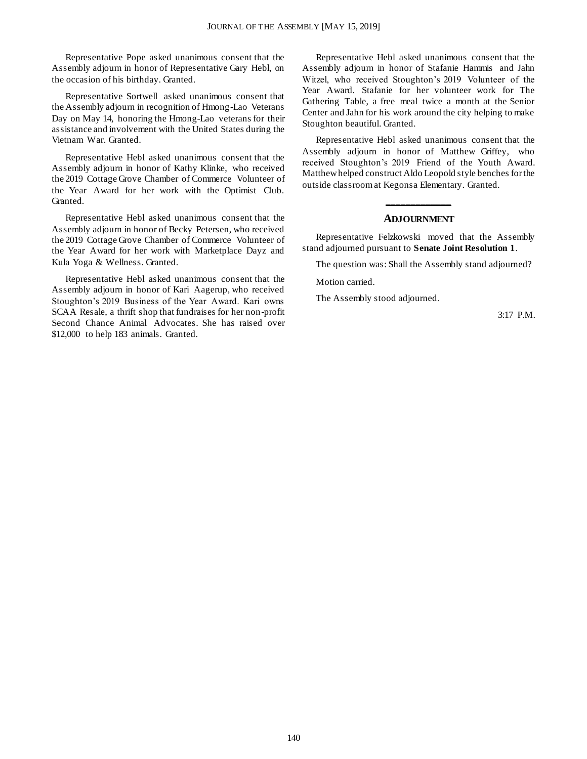Representative Pope asked unanimous consent that the Assembly adjourn in honor of Representative Gary Hebl, on the occasion of his birthday. Granted.

Representative Sortwell asked unanimous consent that the Assembly adjourn in recognition of Hmong-Lao Veterans Day on May 14, honoring the Hmong-Lao veterans for their assistance and involvement with the United States during the Vietnam War. Granted.

Representative Hebl asked unanimous consent that the Assembly adjourn in honor of Kathy Klinke, who received the 2019 Cottage Grove Chamber of Commerce Volunteer of the Year Award for her work with the Optimist Club. Granted.

Representative Hebl asked unanimous consent that the Assembly adjourn in honor of Becky Petersen, who received the 2019 Cottage Grove Chamber of Commerce Volunteer of the Year Award for her work with Marketplace Dayz and Kula Yoga & Wellness. Granted.

Representative Hebl asked unanimous consent that the Assembly adjourn in honor of Kari Aagerup, who received Stoughton's 2019 Business of the Year Award. Kari owns SCAA Resale, a thrift shop that fundraises for her non-profit Second Chance Animal Advocates. She has raised over $12,000 to help 183 animals. Granted.

Representative Hebl asked unanimous consent that the Assembly adjourn in honor of Stafanie Hammis and Jahn Witzel, who received Stoughton's 2019 Volunteer of the Year Award. Stafanie for her volunteer work for The Gathering Table, a free meal twice a month at the Senior Center and Jahn for his work around the city helping to make Stoughton beautiful. Granted.

Representative Hebl asked unanimous consent that the Assembly adjourn in honor of Matthew Griffey, who received Stoughton's 2019 Friend of the Youth Award. Matthew helped construct Aldo Leopold style benches for the outside classroom at Kegonsa Elementary. Granted.

## ADJOURNMENT

Representative Felzkowski moved that the Assembly stand adjourned pursuant to **Senate Joint Resolution 1**.

The question was: Shall the Assembly stand adjourned?

Motion carried.

The Assembly stood adjourned.

3:17 P.M.